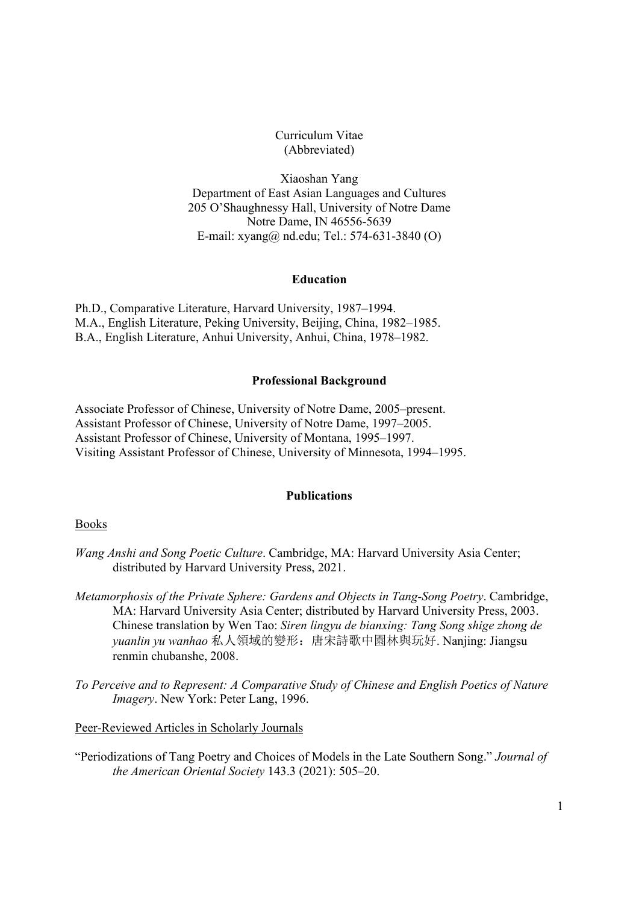Curriculum Vitae
(Abbreviated)

Xiaoshan Yang
Department of East Asian Languages and Cultures
205 O'Shaughnessy Hall, University of Notre Dame
Notre Dame, IN 46556-5639
E-mail: xyang@ nd.edu; Tel.: 574-631-3840 (O)

## Education

Ph.D., Comparative Literature, Harvard University, 1987–1994.
M.A., English Literature, Peking University, Beijing, China, 1982–1985.
B.A., English Literature, Anhui University, Anhui, China, 1978–1982.

## Professional Background

Associate Professor of Chinese, University of Notre Dame, 2005–present.
Assistant Professor of Chinese, University of Notre Dame, 1997–2005.
Assistant Professor of Chinese, University of Montana, 1995–1997.
Visiting Assistant Professor of Chinese, University of Minnesota, 1994–1995.

## Publications

### Books

*Wang Anshi and Song Poetic Culture*. Cambridge, MA: Harvard University Asia Center; distributed by Harvard University Press, 2021.

*Metamorphosis of the Private Sphere: Gardens and Objects in Tang-Song Poetry*. Cambridge, MA: Harvard University Asia Center; distributed by Harvard University Press, 2003. Chinese translation by Wen Tao: *Siren lingyu de bianxing: Tang Song shige zhong de yuanlin yu wanhao* 私人領域的變形：唐宋詩歌中園林與玩好. Nanjing: Jiangsu renmin chubanshe, 2008.

*To Perceive and to Represent: A Comparative Study of Chinese and English Poetics of Nature Imagery*. New York: Peter Lang, 1996.

### Peer-Reviewed Articles in Scholarly Journals

"Periodizations of Tang Poetry and Choices of Models in the Late Southern Song." *Journal of the American Oriental Society* 143.3 (2021): 505–20.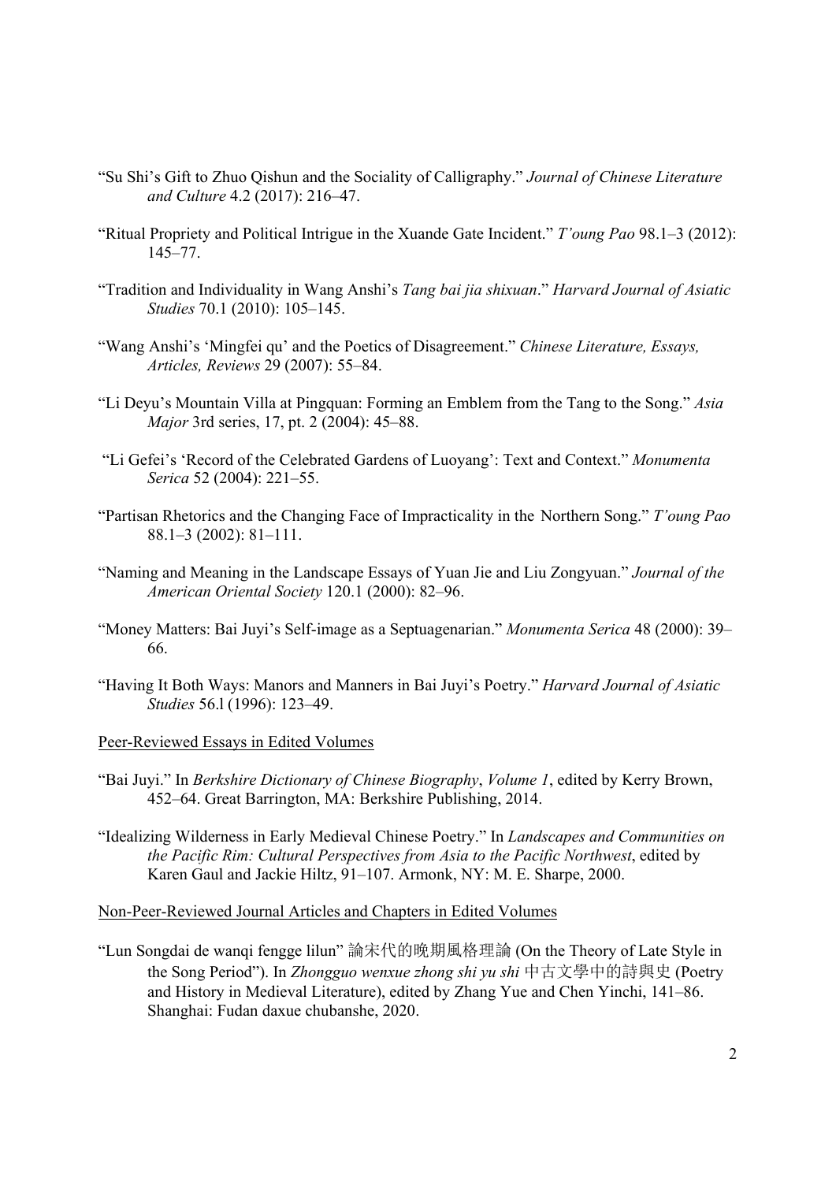"Su Shi's Gift to Zhuo Qishun and the Sociality of Calligraphy." *Journal of Chinese Literature and Culture* 4.2 (2017): 216–47.

"Ritual Propriety and Political Intrigue in the Xuande Gate Incident." *T'oung Pao* 98.1–3 (2012): 145–77.

"Tradition and Individuality in Wang Anshi's *Tang bai jia shixuan*." *Harvard Journal of Asiatic Studies* 70.1 (2010): 105–145.

"Wang Anshi's 'Mingfei qu' and the Poetics of Disagreement." *Chinese Literature, Essays, Articles, Reviews* 29 (2007): 55–84.

"Li Deyu's Mountain Villa at Pingquan: Forming an Emblem from the Tang to the Song." *Asia Major* 3rd series, 17, pt. 2 (2004): 45–88.

"Li Gefei's 'Record of the Celebrated Gardens of Luoyang': Text and Context." *Monumenta Serica* 52 (2004): 221–55.

"Partisan Rhetorics and the Changing Face of Impracticality in the Northern Song." *T'oung Pao* 88.1–3 (2002): 81–111.

"Naming and Meaning in the Landscape Essays of Yuan Jie and Liu Zongyuan." *Journal of the American Oriental Society* 120.1 (2000): 82–96.

"Money Matters: Bai Juyi's Self-image as a Septuagenarian." *Monumenta Serica* 48 (2000): 39–66.

"Having It Both Ways: Manors and Manners in Bai Juyi's Poetry." *Harvard Journal of Asiatic Studies* 56.l (1996): 123–49.

Peer-Reviewed Essays in Edited Volumes

"Bai Juyi." In *Berkshire Dictionary of Chinese Biography*, *Volume 1*, edited by Kerry Brown, 452–64. Great Barrington, MA: Berkshire Publishing, 2014.

"Idealizing Wilderness in Early Medieval Chinese Poetry." In *Landscapes and Communities on the Pacific Rim: Cultural Perspectives from Asia to the Pacific Northwest*, edited by Karen Gaul and Jackie Hiltz, 91–107. Armonk, NY: M. E. Sharpe, 2000.

Non-Peer-Reviewed Journal Articles and Chapters in Edited Volumes

"Lun Songdai de wanqi fengge lilun" 論宋代的晚期風格理論 (On the Theory of Late Style in the Song Period"). In *Zhongguo wenxue zhong shi yu shi* 中古文學中的詩與史 (Poetry and History in Medieval Literature), edited by Zhang Yue and Chen Yinchi, 141–86. Shanghai: Fudan daxue chubanshe, 2020.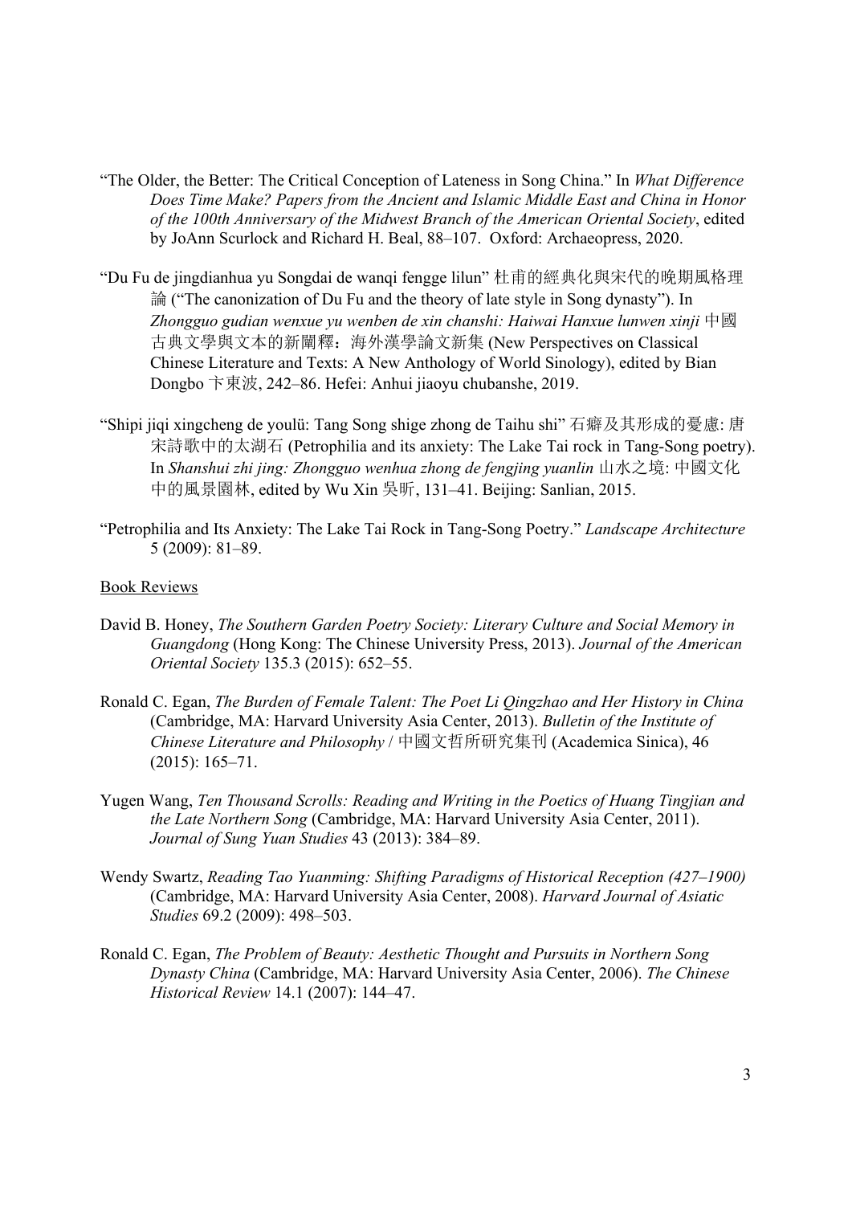"The Older, the Better: The Critical Conception of Lateness in Song China." In *What Difference Does Time Make? Papers from the Ancient and Islamic Middle East and China in Honor of the 100th Anniversary of the Midwest Branch of the American Oriental Society*, edited by JoAnn Scurlock and Richard H. Beal, 88–107. Oxford: Archaeopress, 2020.

"Du Fu de jingdianhua yu Songdai de wanqi fengge lilun" 杜甫的經典化與宋代的晚期風格理論 ("The canonization of Du Fu and the theory of late style in Song dynasty"). In *Zhongguo gudian wenxue yu wenben de xin chanshi: Haiwai Hanxue lunwen xinji* 中國古典文學與文本的新闡釋：海外漢學論文新集 (New Perspectives on Classical Chinese Literature and Texts: A New Anthology of World Sinology), edited by Bian Dongbo 卞東波, 242–86. Hefei: Anhui jiaoyu chubanshe, 2019.

"Shipi jiqi xingcheng de youlü: Tang Song shige zhong de Taihu shi" 石癖及其形成的憂慮: 唐宋詩歌中的太湖石 (Petrophilia and its anxiety: The Lake Tai rock in Tang-Song poetry). In *Shanshui zhi jing: Zhongguo wenhua zhong de fengjing yuanlin* 山水之境: 中國文化中的風景園林, edited by Wu Xin 吳昕, 131–41. Beijing: Sanlian, 2015.

"Petrophilia and Its Anxiety: The Lake Tai Rock in Tang-Song Poetry." *Landscape Architecture* 5 (2009): 81–89.

Book Reviews

David B. Honey, *The Southern Garden Poetry Society: Literary Culture and Social Memory in Guangdong* (Hong Kong: The Chinese University Press, 2013). *Journal of the American Oriental Society* 135.3 (2015): 652–55.

Ronald C. Egan, *The Burden of Female Talent: The Poet Li Qingzhao and Her History in China* (Cambridge, MA: Harvard University Asia Center, 2013). *Bulletin of the Institute of Chinese Literature and Philosophy* / 中國文哲所研究集刊 (Academica Sinica), 46 (2015): 165–71.

Yugen Wang, *Ten Thousand Scrolls: Reading and Writing in the Poetics of Huang Tingjian and the Late Northern Song* (Cambridge, MA: Harvard University Asia Center, 2011). *Journal of Sung Yuan Studies* 43 (2013): 384–89.

Wendy Swartz, *Reading Tao Yuanming: Shifting Paradigms of Historical Reception (427–1900)* (Cambridge, MA: Harvard University Asia Center, 2008). *Harvard Journal of Asiatic Studies* 69.2 (2009): 498–503.

Ronald C. Egan, *The Problem of Beauty: Aesthetic Thought and Pursuits in Northern Song Dynasty China* (Cambridge, MA: Harvard University Asia Center, 2006). *The Chinese Historical Review* 14.1 (2007): 144–47.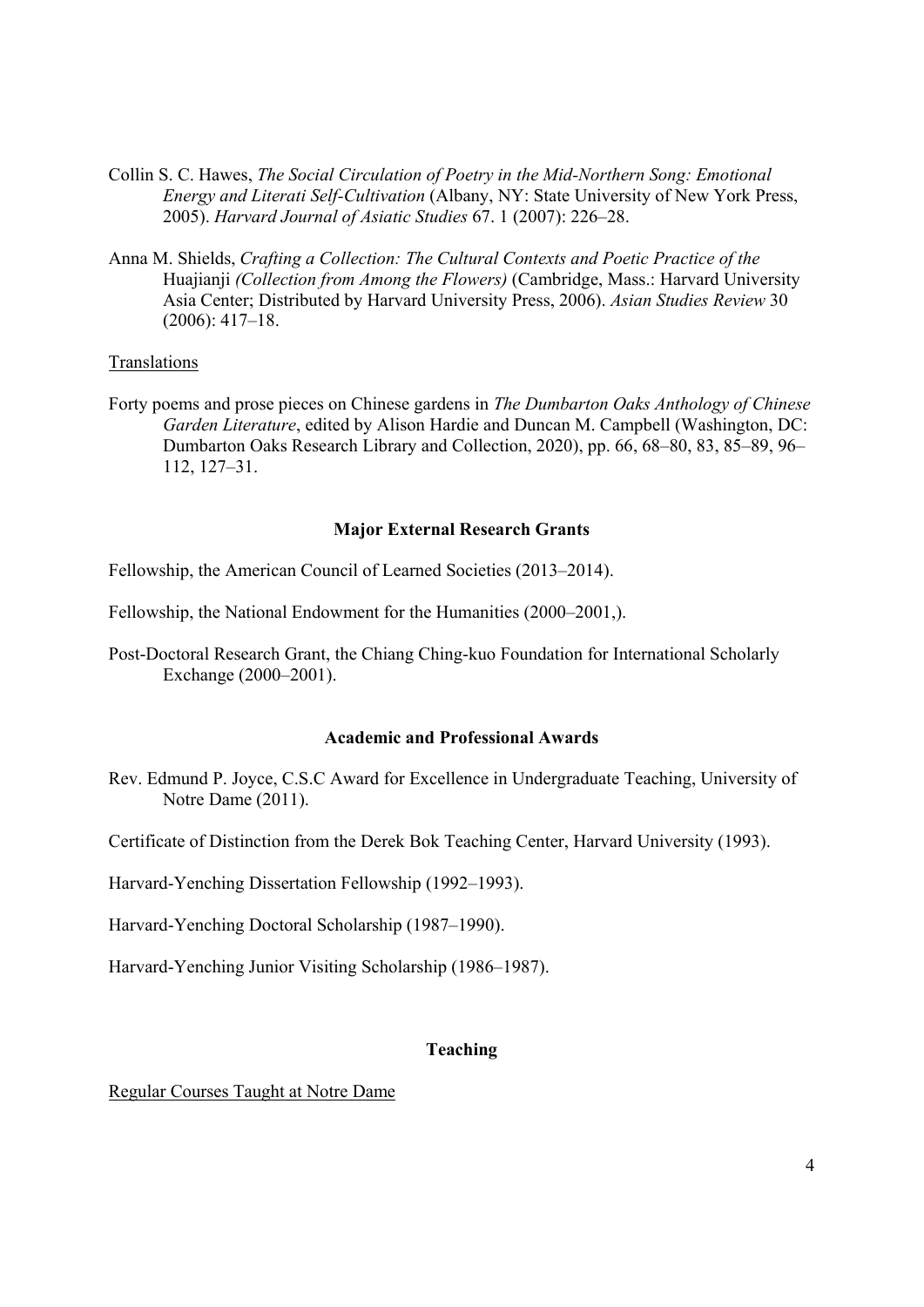Collin S. C. Hawes, *The Social Circulation of Poetry in the Mid-Northern Song: Emotional Energy and Literati Self-Cultivation* (Albany, NY: State University of New York Press, 2005). *Harvard Journal of Asiatic Studies* 67. 1 (2007): 226–28.

Anna M. Shields, *Crafting a Collection: The Cultural Contexts and Poetic Practice of the* Huajianji *(Collection from Among the Flowers)* (Cambridge, Mass.: Harvard University Asia Center; Distributed by Harvard University Press, 2006). *Asian Studies Review* 30 (2006): 417–18.

<u>Translations</u>

Forty poems and prose pieces on Chinese gardens in *The Dumbarton Oaks Anthology of Chinese Garden Literature*, edited by Alison Hardie and Duncan M. Campbell (Washington, DC: Dumbarton Oaks Research Library and Collection, 2020), pp. 66, 68–80, 83, 85–89, 96–112, 127–31.

### Major External Research Grants

Fellowship, the American Council of Learned Societies (2013–2014).

Fellowship, the National Endowment for the Humanities (2000–2001,).

Post-Doctoral Research Grant, the Chiang Ching-kuo Foundation for International Scholarly Exchange (2000–2001).

### Academic and Professional Awards

Rev. Edmund P. Joyce, C.S.C Award for Excellence in Undergraduate Teaching, University of Notre Dame (2011).

Certificate of Distinction from the Derek Bok Teaching Center, Harvard University (1993).

Harvard-Yenching Dissertation Fellowship (1992–1993).

Harvard-Yenching Doctoral Scholarship (1987–1990).

Harvard-Yenching Junior Visiting Scholarship (1986–1987).

### Teaching

<u>Regular Courses Taught at Notre Dame</u>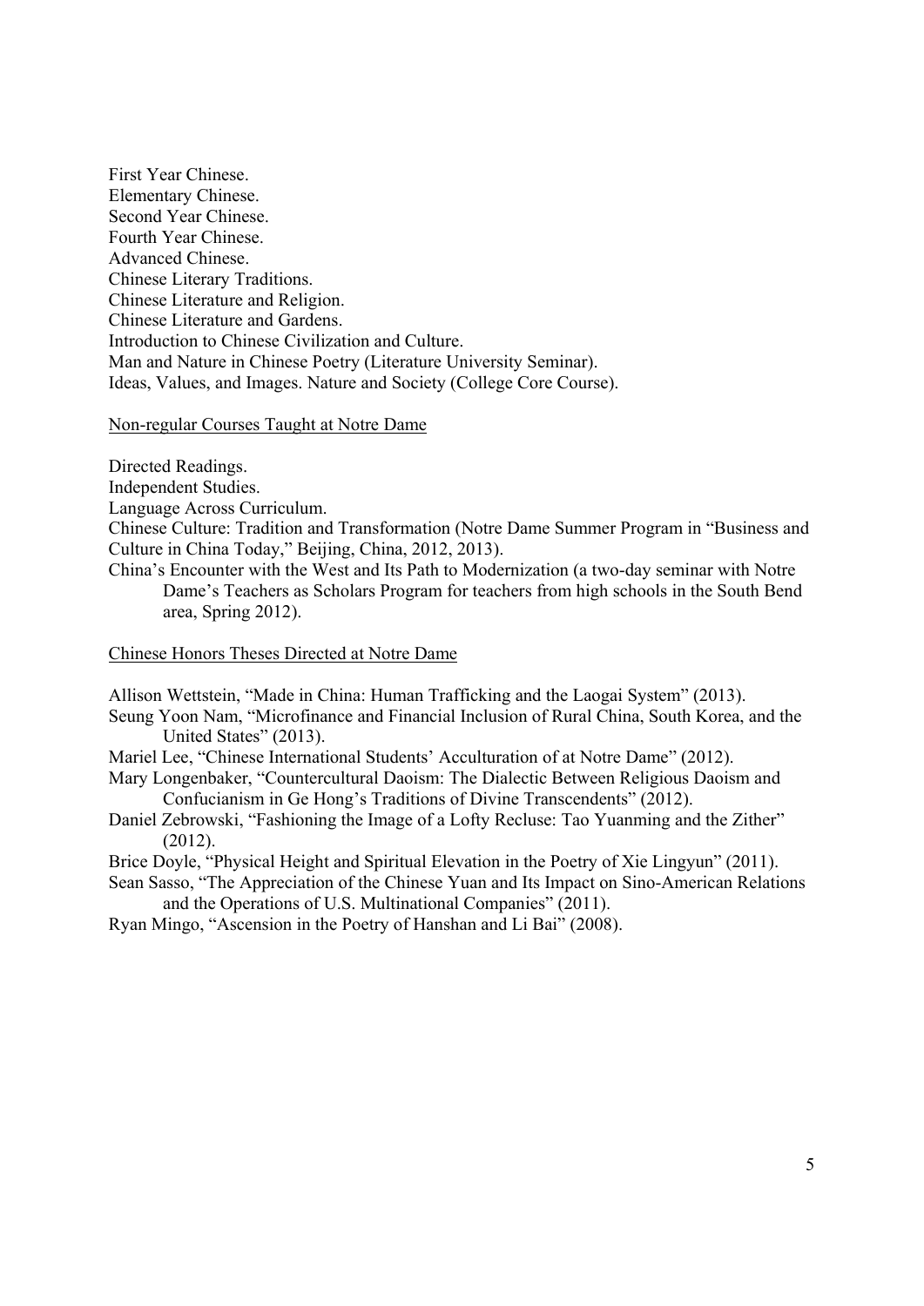First Year Chinese.
Elementary Chinese.
Second Year Chinese.
Fourth Year Chinese.
Advanced Chinese.
Chinese Literary Traditions.
Chinese Literature and Religion.
Chinese Literature and Gardens.
Introduction to Chinese Civilization and Culture.
Man and Nature in Chinese Poetry (Literature University Seminar).
Ideas, Values, and Images. Nature and Society (College Core Course).

<u>Non-regular Courses Taught at Notre Dame</u>

Directed Readings.
Independent Studies.
Language Across Curriculum.
Chinese Culture: Tradition and Transformation (Notre Dame Summer Program in "Business and Culture in China Today," Beijing, China, 2012, 2013).
China's Encounter with the West and Its Path to Modernization (a two-day seminar with Notre Dame's Teachers as Scholars Program for teachers from high schools in the South Bend area, Spring 2012).

<u>Chinese Honors Theses Directed at Notre Dame</u>

Allison Wettstein, "Made in China: Human Trafficking and the Laogai System" (2013).
Seung Yoon Nam, "Microfinance and Financial Inclusion of Rural China, South Korea, and the United States" (2013).
Mariel Lee, "Chinese International Students' Acculturation of at Notre Dame" (2012).
Mary Longenbaker, "Countercultural Daoism: The Dialectic Between Religious Daoism and Confucianism in Ge Hong's Traditions of Divine Transcendents" (2012).
Daniel Zebrowski, "Fashioning the Image of a Lofty Recluse: Tao Yuanming and the Zither" (2012).
Brice Doyle, "Physical Height and Spiritual Elevation in the Poetry of Xie Lingyun" (2011).
Sean Sasso, "The Appreciation of the Chinese Yuan and Its Impact on Sino-American Relations and the Operations of U.S. Multinational Companies" (2011).
Ryan Mingo, "Ascension in the Poetry of Hanshan and Li Bai" (2008).